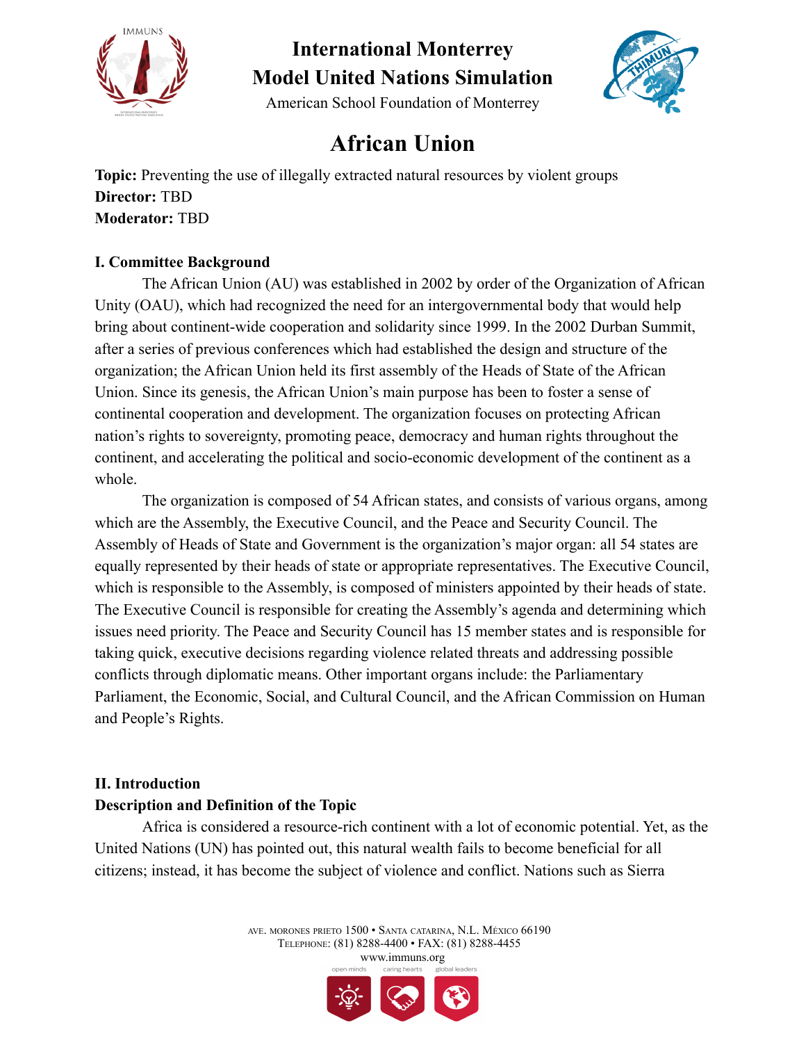# International Monterrey Model United Nations Simulation

American School Foundation of Monterrey

## African Union

**Topic:** Preventing the use of illegally extracted natural resources by violent groups
**Director:** TBD
**Moderator:** TBD

### I. Committee Background

The African Union (AU) was established in 2002 by order of the Organization of African Unity (OAU), which had recognized the need for an intergovernmental body that would help bring about continent-wide cooperation and solidarity since 1999. In the 2002 Durban Summit, after a series of previous conferences which had established the design and structure of the organization; the African Union held its first assembly of the Heads of State of the African Union. Since its genesis, the African Union's main purpose has been to foster a sense of continental cooperation and development. The organization focuses on protecting African nation's rights to sovereignty, promoting peace, democracy and human rights throughout the continent, and accelerating the political and socio-economic development of the continent as a whole.

The organization is composed of 54 African states, and consists of various organs, among which are the Assembly, the Executive Council, and the Peace and Security Council. The Assembly of Heads of State and Government is the organization's major organ: all 54 states are equally represented by their heads of state or appropriate representatives. The Executive Council, which is responsible to the Assembly, is composed of ministers appointed by their heads of state. The Executive Council is responsible for creating the Assembly's agenda and determining which issues need priority. The Peace and Security Council has 15 member states and is responsible for taking quick, executive decisions regarding violence related threats and addressing possible conflicts through diplomatic means. Other important organs include: the Parliamentary Parliament, the Economic, Social, and Cultural Council, and the African Commission on Human and People's Rights.

### II. Introduction

**Description and Definition of the Topic**

Africa is considered a resource-rich continent with a lot of economic potential. Yet, as the United Nations (UN) has pointed out, this natural wealth fails to become beneficial for all citizens; instead, it has become the subject of violence and conflict. Nations such as Sierra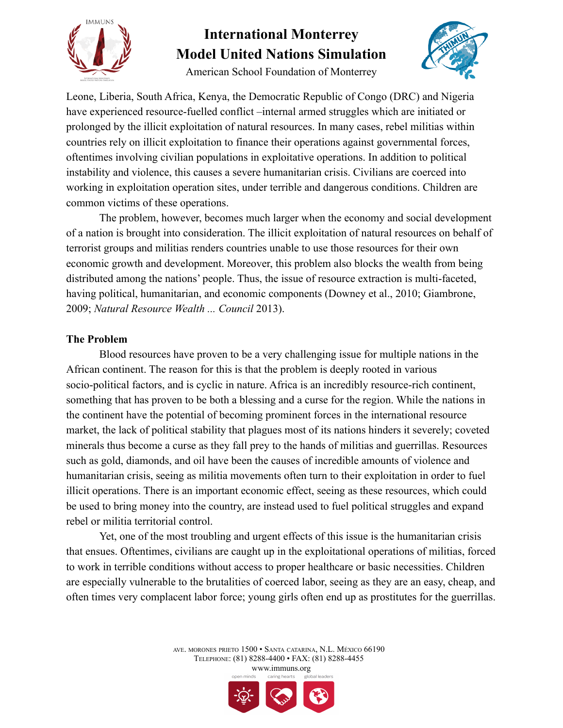Leone, Liberia, South Africa, Kenya, the Democratic Republic of Congo (DRC) and Nigeria have experienced resource-fuelled conflict –internal armed struggles which are initiated or prolonged by the illicit exploitation of natural resources. In many cases, rebel militias within countries rely on illicit exploitation to finance their operations against governmental forces, oftentimes involving civilian populations in exploitative operations. In addition to political instability and violence, this causes a severe humanitarian crisis. Civilians are coerced into working in exploitation operation sites, under terrible and dangerous conditions. Children are common victims of these operations.

The problem, however, becomes much larger when the economy and social development of a nation is brought into consideration. The illicit exploitation of natural resources on behalf of terrorist groups and militias renders countries unable to use those resources for their own economic growth and development. Moreover, this problem also blocks the wealth from being distributed among the nations' people. Thus, the issue of resource extraction is multi-faceted, having political, humanitarian, and economic components (Downey et al., 2010; Giambrone, 2009; *Natural Resource Wealth ... Council* 2013).

**The Problem**

Blood resources have proven to be a very challenging issue for multiple nations in the African continent. The reason for this is that the problem is deeply rooted in various socio-political factors, and is cyclic in nature. Africa is an incredibly resource-rich continent, something that has proven to be both a blessing and a curse for the region. While the nations in the continent have the potential of becoming prominent forces in the international resource market, the lack of political stability that plagues most of its nations hinders it severely; coveted minerals thus become a curse as they fall prey to the hands of militias and guerrillas. Resources such as gold, diamonds, and oil have been the causes of incredible amounts of violence and humanitarian crisis, seeing as militia movements often turn to their exploitation in order to fuel illicit operations. There is an important economic effect, seeing as these resources, which could be used to bring money into the country, are instead used to fuel political struggles and expand rebel or militia territorial control.

Yet, one of the most troubling and urgent effects of this issue is the humanitarian crisis that ensues. Oftentimes, civilians are caught up in the exploitational operations of militias, forced to work in terrible conditions without access to proper healthcare or basic necessities. Children are especially vulnerable to the brutalities of coerced labor, seeing as they are an easy, cheap, and often times very complacent labor force; young girls often end up as prostitutes for the guerrillas.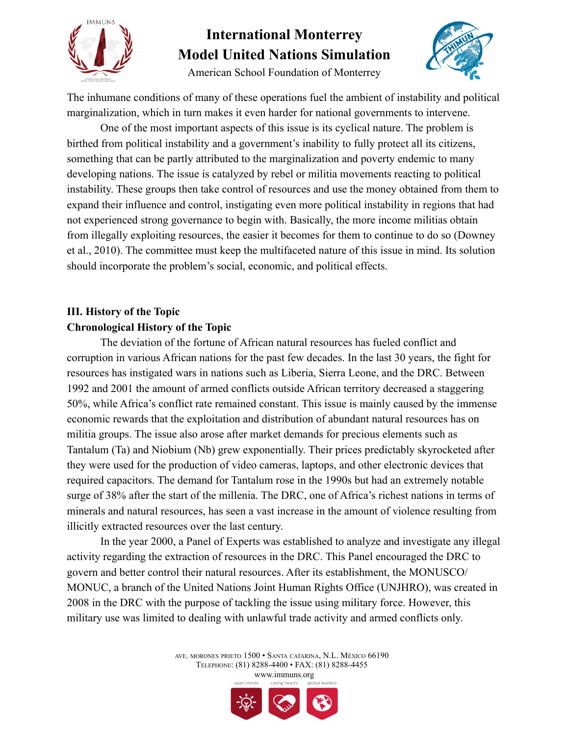The inhumane conditions of many of these operations fuel the ambient of instability and political marginalization, which in turn makes it even harder for national governments to intervene.

One of the most important aspects of this issue is its cyclical nature. The problem is birthed from political instability and a government's inability to fully protect all its citizens, something that can be partly attributed to the marginalization and poverty endemic to many developing nations. The issue is catalyzed by rebel or militia movements reacting to political instability. These groups then take control of resources and use the money obtained from them to expand their influence and control, instigating even more political instability in regions that had not experienced strong governance to begin with. Basically, the more income militias obtain from illegally exploiting resources, the easier it becomes for them to continue to do so (Downey et al., 2010). The committee must keep the multifaceted nature of this issue in mind. Its solution should incorporate the problem's social, economic, and political effects.

## III. History of the Topic

### Chronological History of the Topic

The deviation of the fortune of African natural resources has fueled conflict and corruption in various African nations for the past few decades. In the last 30 years, the fight for resources has instigated wars in nations such as Liberia, Sierra Leone, and the DRC. Between 1992 and 2001 the amount of armed conflicts outside African territory decreased a staggering 50%, while Africa's conflict rate remained constant. This issue is mainly caused by the immense economic rewards that the exploitation and distribution of abundant natural resources has on militia groups. The issue also arose after market demands for precious elements such as Tantalum (Ta) and Niobium (Nb) grew exponentially. Their prices predictably skyrocketed after they were used for the production of video cameras, laptops, and other electronic devices that required capacitors. The demand for Tantalum rose in the 1990s but had an extremely notable surge of 38% after the start of the millenia. The DRC, one of Africa's richest nations in terms of minerals and natural resources, has seen a vast increase in the amount of violence resulting from illicitly extracted resources over the last century.

In the year 2000, a Panel of Experts was established to analyze and investigate any illegal activity regarding the extraction of resources in the DRC. This Panel encouraged the DRC to govern and better control their natural resources. After its establishment, the MONUSCO/ MONUC, a branch of the United Nations Joint Human Rights Office (UNJHRO), was created in 2008 in the DRC with the purpose of tackling the issue using military force. However, this military use was limited to dealing with unlawful trade activity and armed conflicts only.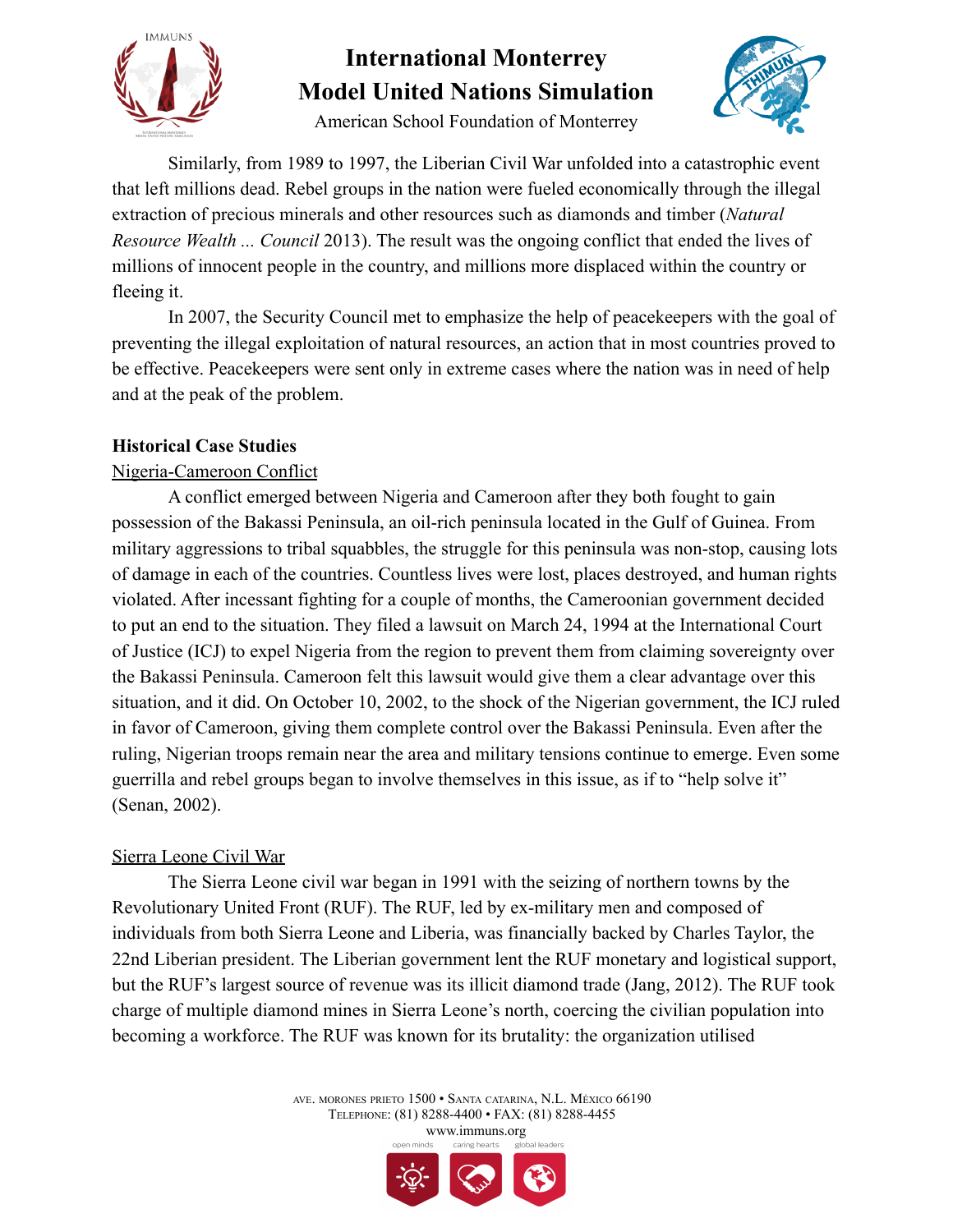Similarly, from 1989 to 1997, the Liberian Civil War unfolded into a catastrophic event that left millions dead. Rebel groups in the nation were fueled economically through the illegal extraction of precious minerals and other resources such as diamonds and timber (*Natural Resource Wealth ... Council* 2013). The result was the ongoing conflict that ended the lives of millions of innocent people in the country, and millions more displaced within the country or fleeing it.

In 2007, the Security Council met to emphasize the help of peacekeepers with the goal of preventing the illegal exploitation of natural resources, an action that in most countries proved to be effective. Peacekeepers were sent only in extreme cases where the nation was in need of help and at the peak of the problem.

**Historical Case Studies**

Nigeria-Cameroon Conflict

A conflict emerged between Nigeria and Cameroon after they both fought to gain possession of the Bakassi Peninsula, an oil-rich peninsula located in the Gulf of Guinea. From military aggressions to tribal squabbles, the struggle for this peninsula was non-stop, causing lots of damage in each of the countries. Countless lives were lost, places destroyed, and human rights violated. After incessant fighting for a couple of months, the Cameroonian government decided to put an end to the situation. They filed a lawsuit on March 24, 1994 at the International Court of Justice (ICJ) to expel Nigeria from the region to prevent them from claiming sovereignty over the Bakassi Peninsula. Cameroon felt this lawsuit would give them a clear advantage over this situation, and it did. On October 10, 2002, to the shock of the Nigerian government, the ICJ ruled in favor of Cameroon, giving them complete control over the Bakassi Peninsula. Even after the ruling, Nigerian troops remain near the area and military tensions continue to emerge. Even some guerrilla and rebel groups began to involve themselves in this issue, as if to "help solve it" (Senan, 2002).

Sierra Leone Civil War

The Sierra Leone civil war began in 1991 with the seizing of northern towns by the Revolutionary United Front (RUF). The RUF, led by ex-military men and composed of individuals from both Sierra Leone and Liberia, was financially backed by Charles Taylor, the 22nd Liberian president. The Liberian government lent the RUF monetary and logistical support, but the RUF's largest source of revenue was its illicit diamond trade (Jang, 2012). The RUF took charge of multiple diamond mines in Sierra Leone's north, coercing the civilian population into becoming a workforce. The RUF was known for its brutality: the organization utilised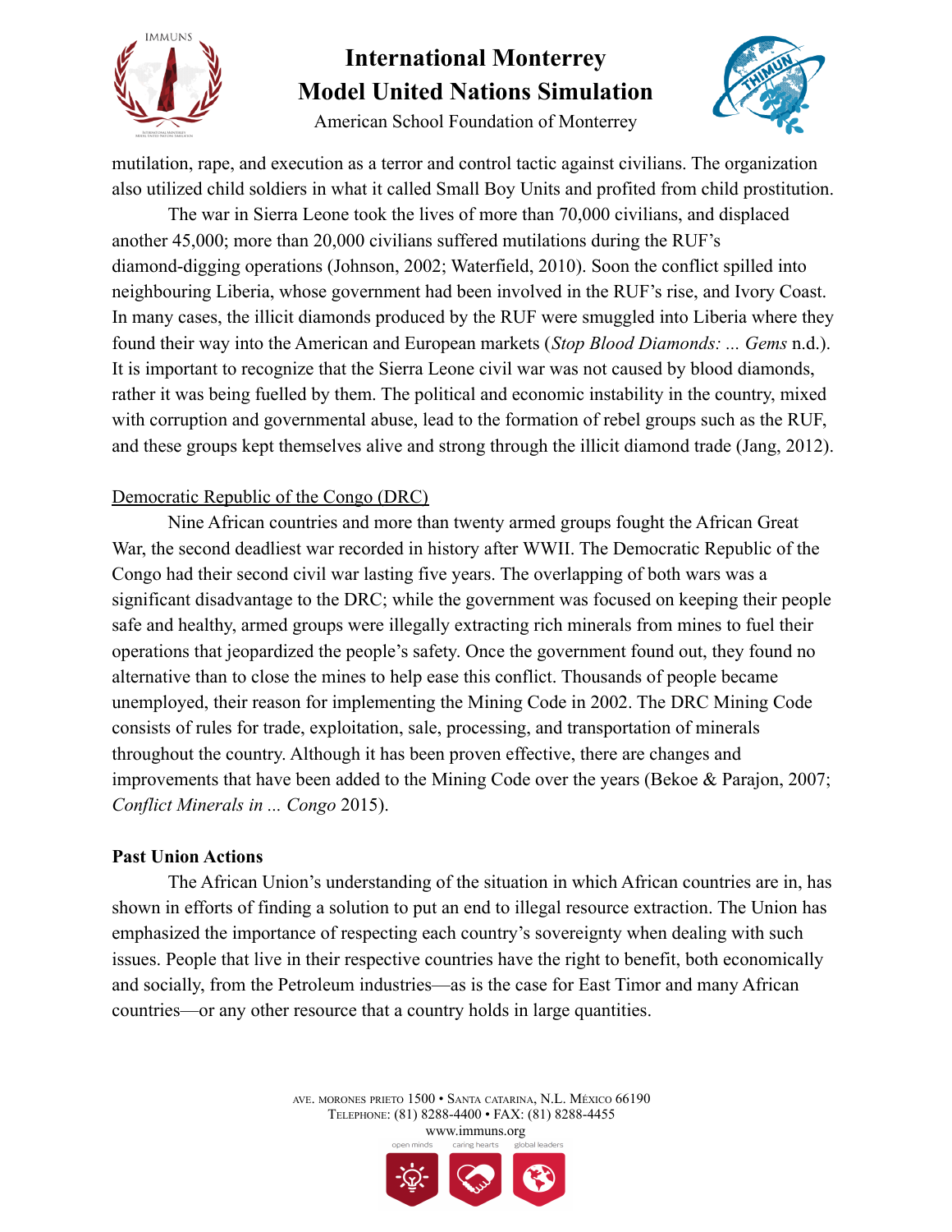mutilation, rape, and execution as a terror and control tactic against civilians. The organization also utilized child soldiers in what it called Small Boy Units and profited from child prostitution.

The war in Sierra Leone took the lives of more than 70,000 civilians, and displaced another 45,000; more than 20,000 civilians suffered mutilations during the RUF's diamond-digging operations (Johnson, 2002; Waterfield, 2010). Soon the conflict spilled into neighbouring Liberia, whose government had been involved in the RUF's rise, and Ivory Coast. In many cases, the illicit diamonds produced by the RUF were smuggled into Liberia where they found their way into the American and European markets (*Stop Blood Diamonds: ... Gems* n.d.). It is important to recognize that the Sierra Leone civil war was not caused by blood diamonds, rather it was being fuelled by them. The political and economic instability in the country, mixed with corruption and governmental abuse, lead to the formation of rebel groups such as the RUF, and these groups kept themselves alive and strong through the illicit diamond trade (Jang, 2012).

<u>Democratic Republic of the Congo (DRC)</u>

Nine African countries and more than twenty armed groups fought the African Great War, the second deadliest war recorded in history after WWII. The Democratic Republic of the Congo had their second civil war lasting five years. The overlapping of both wars was a significant disadvantage to the DRC; while the government was focused on keeping their people safe and healthy, armed groups were illegally extracting rich minerals from mines to fuel their operations that jeopardized the people's safety. Once the government found out, they found no alternative than to close the mines to help ease this conflict. Thousands of people became unemployed, their reason for implementing the Mining Code in 2002. The DRC Mining Code consists of rules for trade, exploitation, sale, processing, and transportation of minerals throughout the country. Although it has been proven effective, there are changes and improvements that have been added to the Mining Code over the years (Bekoe & Parajon, 2007; *Conflict Minerals in ... Congo* 2015).

**Past Union Actions**

The African Union's understanding of the situation in which African countries are in, has shown in efforts of finding a solution to put an end to illegal resource extraction. The Union has emphasized the importance of respecting each country's sovereignty when dealing with such issues. People that live in their respective countries have the right to benefit, both economically and socially, from the Petroleum industries—as is the case for East Timor and many African countries—or any other resource that a country holds in large quantities.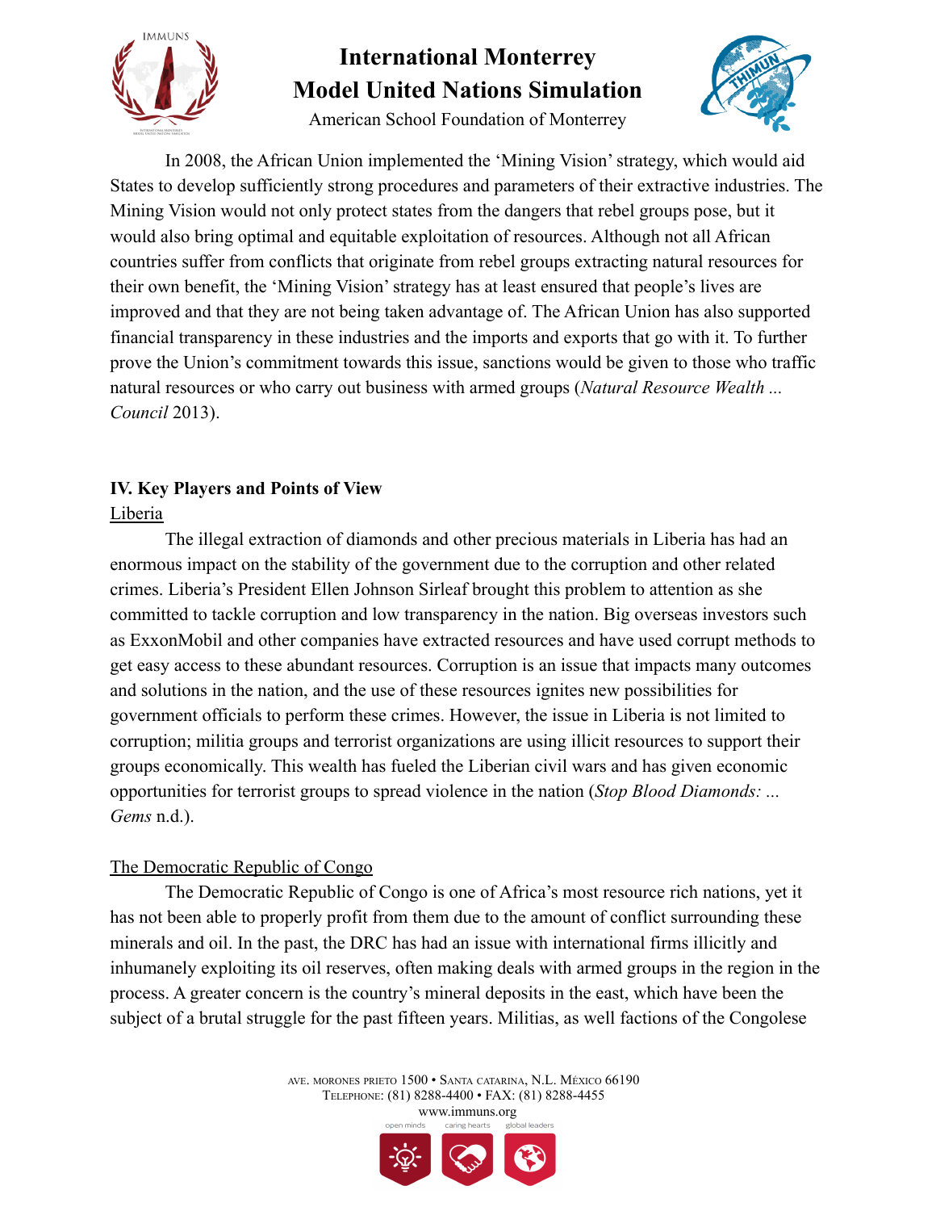In 2008, the African Union implemented the 'Mining Vision' strategy, which would aid States to develop sufficiently strong procedures and parameters of their extractive industries. The Mining Vision would not only protect states from the dangers that rebel groups pose, but it would also bring optimal and equitable exploitation of resources. Although not all African countries suffer from conflicts that originate from rebel groups extracting natural resources for their own benefit, the 'Mining Vision' strategy has at least ensured that people's lives are improved and that they are not being taken advantage of. The African Union has also supported financial transparency in these industries and the imports and exports that go with it. To further prove the Union's commitment towards this issue, sanctions would be given to those who traffic natural resources or who carry out business with armed groups (*Natural Resource Wealth ... Council* 2013).

## IV. Key Players and Points of View

### Liberia

The illegal extraction of diamonds and other precious materials in Liberia has had an enormous impact on the stability of the government due to the corruption and other related crimes. Liberia's President Ellen Johnson Sirleaf brought this problem to attention as she committed to tackle corruption and low transparency in the nation. Big overseas investors such as ExxonMobil and other companies have extracted resources and have used corrupt methods to get easy access to these abundant resources. Corruption is an issue that impacts many outcomes and solutions in the nation, and the use of these resources ignites new possibilities for government officials to perform these crimes. However, the issue in Liberia is not limited to corruption; militia groups and terrorist organizations are using illicit resources to support their groups economically. This wealth has fueled the Liberian civil wars and has given economic opportunities for terrorist groups to spread violence in the nation (*Stop Blood Diamonds: ... Gems* n.d.).

### The Democratic Republic of Congo

The Democratic Republic of Congo is one of Africa's most resource rich nations, yet it has not been able to properly profit from them due to the amount of conflict surrounding these minerals and oil. In the past, the DRC has had an issue with international firms illicitly and inhumanely exploiting its oil reserves, often making deals with armed groups in the region in the process. A greater concern is the country's mineral deposits in the east, which have been the subject of a brutal struggle for the past fifteen years. Militias, as well factions of the Congolese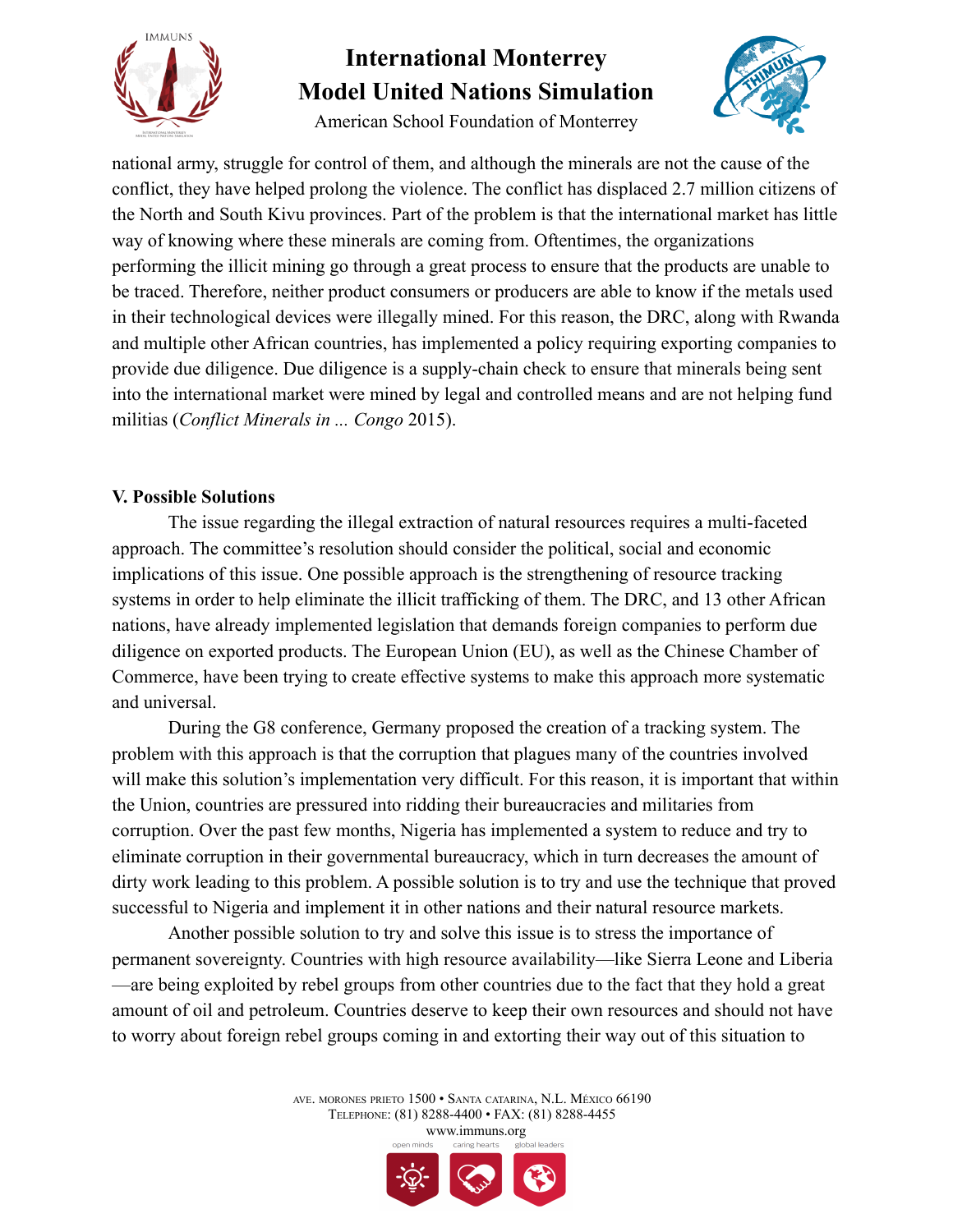national army, struggle for control of them, and although the minerals are not the cause of the conflict, they have helped prolong the violence. The conflict has displaced 2.7 million citizens of the North and South Kivu provinces. Part of the problem is that the international market has little way of knowing where these minerals are coming from. Oftentimes, the organizations performing the illicit mining go through a great process to ensure that the products are unable to be traced. Therefore, neither product consumers or producers are able to know if the metals used in their technological devices were illegally mined. For this reason, the DRC, along with Rwanda and multiple other African countries, has implemented a policy requiring exporting companies to provide due diligence. Due diligence is a supply-chain check to ensure that minerals being sent into the international market were mined by legal and controlled means and are not helping fund militias (*Conflict Minerals in ... Congo* 2015).

## V. Possible Solutions

The issue regarding the illegal extraction of natural resources requires a multi-faceted approach. The committee's resolution should consider the political, social and economic implications of this issue. One possible approach is the strengthening of resource tracking systems in order to help eliminate the illicit trafficking of them. The DRC, and 13 other African nations, have already implemented legislation that demands foreign companies to perform due diligence on exported products. The European Union (EU), as well as the Chinese Chamber of Commerce, have been trying to create effective systems to make this approach more systematic and universal.

During the G8 conference, Germany proposed the creation of a tracking system. The problem with this approach is that the corruption that plagues many of the countries involved will make this solution's implementation very difficult. For this reason, it is important that within the Union, countries are pressured into ridding their bureaucracies and militaries from corruption. Over the past few months, Nigeria has implemented a system to reduce and try to eliminate corruption in their governmental bureaucracy, which in turn decreases the amount of dirty work leading to this problem. A possible solution is to try and use the technique that proved successful to Nigeria and implement it in other nations and their natural resource markets.

Another possible solution to try and solve this issue is to stress the importance of permanent sovereignty. Countries with high resource availability—like Sierra Leone and Liberia—are being exploited by rebel groups from other countries due to the fact that they hold a great amount of oil and petroleum. Countries deserve to keep their own resources and should not have to worry about foreign rebel groups coming in and extorting their way out of this situation to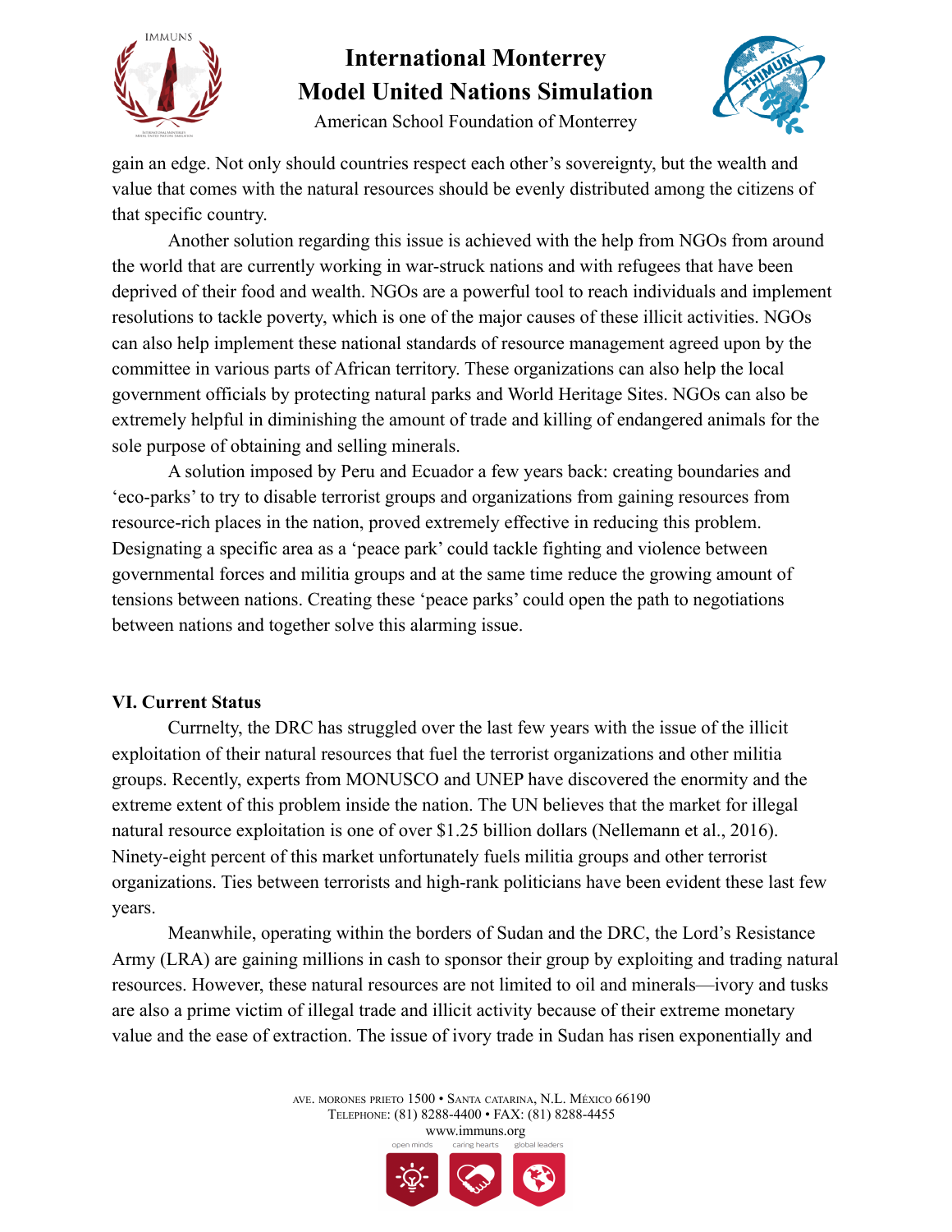gain an edge. Not only should countries respect each other's sovereignty, but the wealth and value that comes with the natural resources should be evenly distributed among the citizens of that specific country.

Another solution regarding this issue is achieved with the help from NGOs from around the world that are currently working in war-struck nations and with refugees that have been deprived of their food and wealth. NGOs are a powerful tool to reach individuals and implement resolutions to tackle poverty, which is one of the major causes of these illicit activities. NGOs can also help implement these national standards of resource management agreed upon by the committee in various parts of African territory. These organizations can also help the local government officials by protecting natural parks and World Heritage Sites. NGOs can also be extremely helpful in diminishing the amount of trade and killing of endangered animals for the sole purpose of obtaining and selling minerals.

A solution imposed by Peru and Ecuador a few years back: creating boundaries and 'eco-parks' to try to disable terrorist groups and organizations from gaining resources from resource-rich places in the nation, proved extremely effective in reducing this problem. Designating a specific area as a 'peace park' could tackle fighting and violence between governmental forces and militia groups and at the same time reduce the growing amount of tensions between nations. Creating these 'peace parks' could open the path to negotiations between nations and together solve this alarming issue.

## VI. Current Status

Currnelty, the DRC has struggled over the last few years with the issue of the illicit exploitation of their natural resources that fuel the terrorist organizations and other militia groups. Recently, experts from MONUSCO and UNEP have discovered the enormity and the extreme extent of this problem inside the nation. The UN believes that the market for illegal natural resource exploitation is one of over $1.25 billion dollars (Nellemann et al., 2016). Ninety-eight percent of this market unfortunately fuels militia groups and other terrorist organizations. Ties between terrorists and high-rank politicians have been evident these last few years.

Meanwhile, operating within the borders of Sudan and the DRC, the Lord's Resistance Army (LRA) are gaining millions in cash to sponsor their group by exploiting and trading natural resources. However, these natural resources are not limited to oil and minerals—ivory and tusks are also a prime victim of illegal trade and illicit activity because of their extreme monetary value and the ease of extraction. The issue of ivory trade in Sudan has risen exponentially and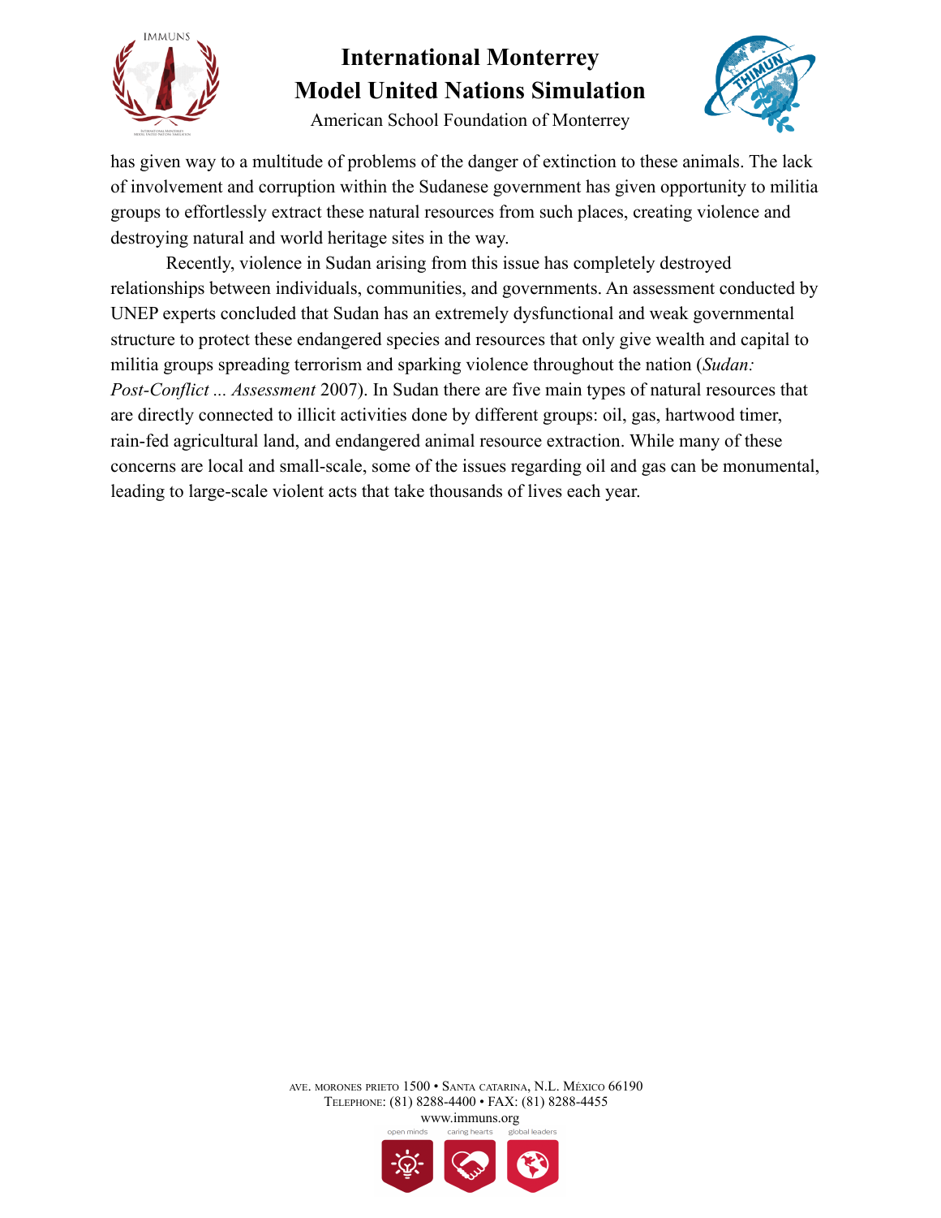has given way to a multitude of problems of the danger of extinction to these animals. The lack of involvement and corruption within the Sudanese government has given opportunity to militia groups to effortlessly extract these natural resources from such places, creating violence and destroying natural and world heritage sites in the way.

Recently, violence in Sudan arising from this issue has completely destroyed relationships between individuals, communities, and governments. An assessment conducted by UNEP experts concluded that Sudan has an extremely dysfunctional and weak governmental structure to protect these endangered species and resources that only give wealth and capital to militia groups spreading terrorism and sparking violence throughout the nation (*Sudan: Post-Conflict ... Assessment* 2007). In Sudan there are five main types of natural resources that are directly connected to illicit activities done by different groups: oil, gas, hartwood timer, rain-fed agricultural land, and endangered animal resource extraction. While many of these concerns are local and small-scale, some of the issues regarding oil and gas can be monumental, leading to large-scale violent acts that take thousands of lives each year.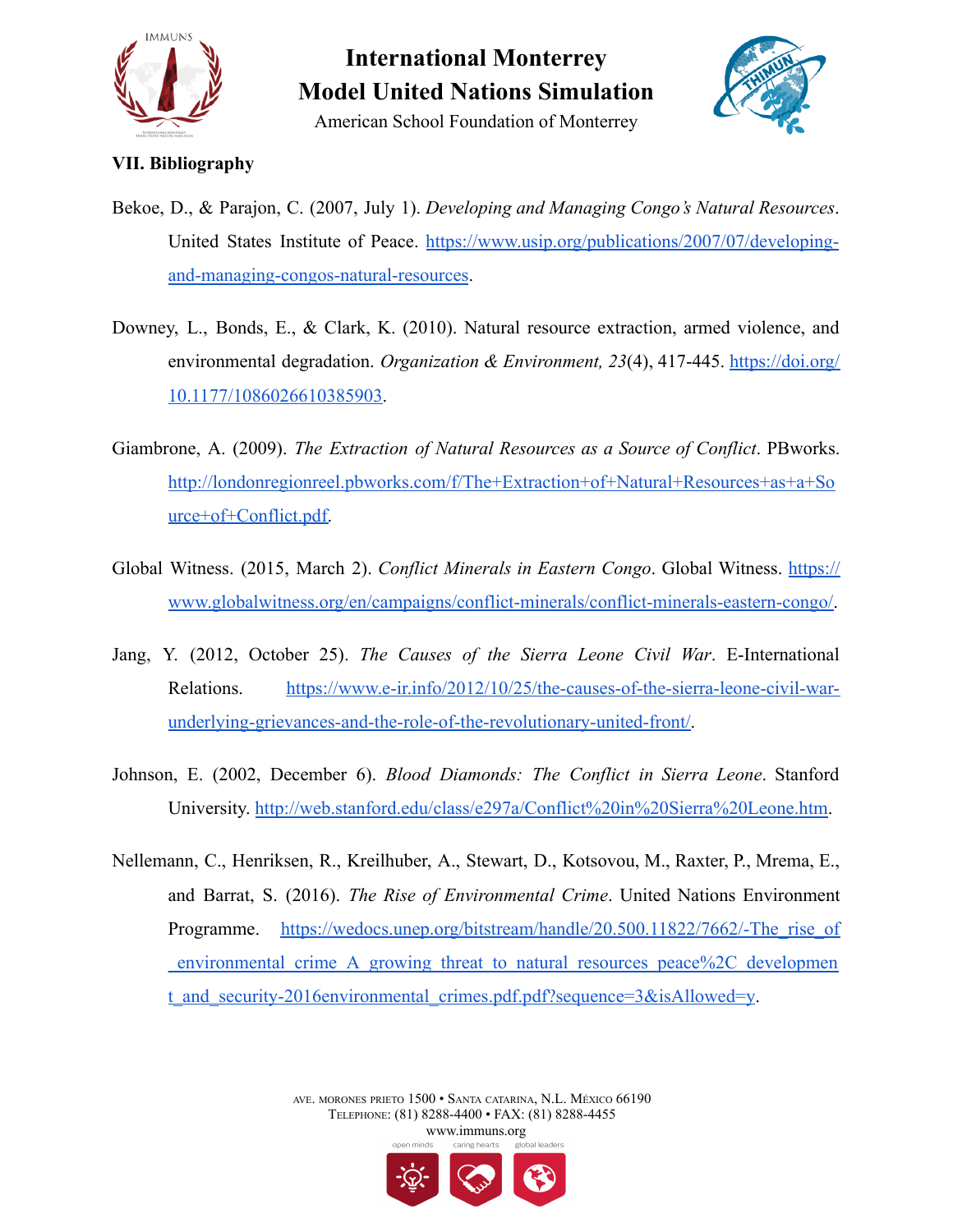## VII. Bibliography

Bekoe, D., & Parajon, C. (2007, July 1). *Developing and Managing Congo's Natural Resources*. United States Institute of Peace. https://www.usip.org/publications/2007/07/developing-and-managing-congos-natural-resources.

Downey, L., Bonds, E., & Clark, K. (2010). Natural resource extraction, armed violence, and environmental degradation. *Organization & Environment, 23*(4), 417-445. https://doi.org/10.1177/1086026610385903.

Giambrone, A. (2009). *The Extraction of Natural Resources as a Source of Conflict*. PBworks. http://londonregionreel.pbworks.com/f/The+Extraction+of+Natural+Resources+as+a+Source+of+Conflict.pdf.

Global Witness. (2015, March 2). *Conflict Minerals in Eastern Congo*. Global Witness. https://www.globalwitness.org/en/campaigns/conflict-minerals/conflict-minerals-eastern-congo/.

Jang, Y. (2012, October 25). *The Causes of the Sierra Leone Civil War*. E-International Relations. https://www.e-ir.info/2012/10/25/the-causes-of-the-sierra-leone-civil-war-underlying-grievances-and-the-role-of-the-revolutionary-united-front/.

Johnson, E. (2002, December 6). *Blood Diamonds: The Conflict in Sierra Leone*. Stanford University. http://web.stanford.edu/class/e297a/Conflict%20in%20Sierra%20Leone.htm.

Nellemann, C., Henriksen, R., Kreilhuber, A., Stewart, D., Kotsovou, M., Raxter, P., Mrema, E., and Barrat, S. (2016). *The Rise of Environmental Crime*. United Nations Environment Programme. https://wedocs.unep.org/bitstream/handle/20.500.11822/7662/-The_rise_of_environmental_crime_A_growing_threat_to_natural_resources_peace%2C_development_and_security-2016environmental_crimes.pdf.pdf?sequence=3&isAllowed=y.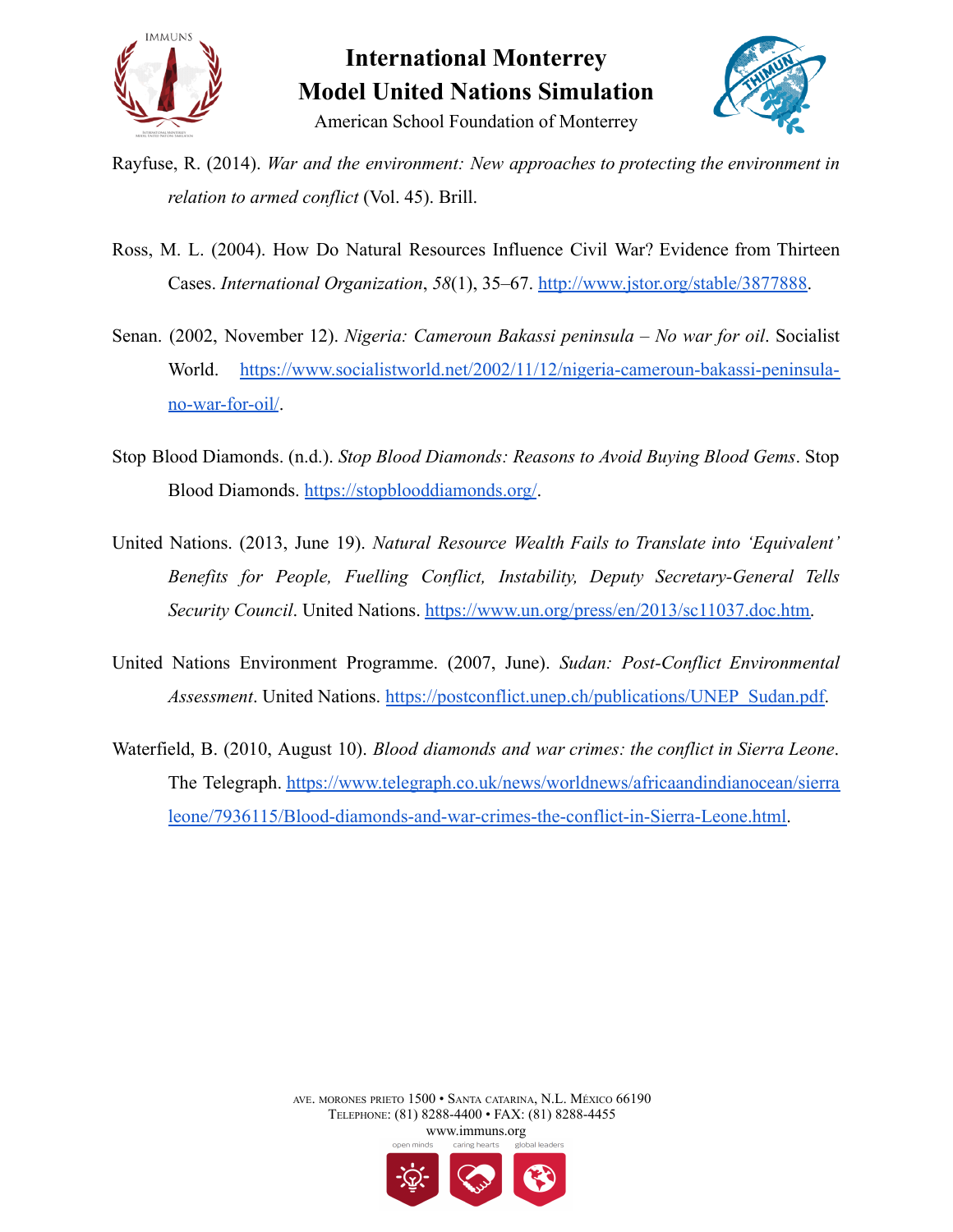Rayfuse, R. (2014). *War and the environment: New approaches to protecting the environment in relation to armed conflict* (Vol. 45). Brill.

Ross, M. L. (2004). How Do Natural Resources Influence Civil War? Evidence from Thirteen Cases. *International Organization*, *58*(1), 35–67. http://www.jstor.org/stable/3877888.

Senan. (2002, November 12). *Nigeria: Cameroun Bakassi peninsula – No war for oil*. Socialist World. https://www.socialistworld.net/2002/11/12/nigeria-cameroun-bakassi-peninsula-no-war-for-oil/.

Stop Blood Diamonds. (n.d.). *Stop Blood Diamonds: Reasons to Avoid Buying Blood Gems*. Stop Blood Diamonds. https://stopblooddiamonds.org/.

United Nations. (2013, June 19). *Natural Resource Wealth Fails to Translate into 'Equivalent' Benefits for People, Fuelling Conflict, Instability, Deputy Secretary-General Tells Security Council*. United Nations. https://www.un.org/press/en/2013/sc11037.doc.htm.

United Nations Environment Programme. (2007, June). *Sudan: Post-Conflict Environmental Assessment*. United Nations. https://postconflict.unep.ch/publications/UNEP_Sudan.pdf.

Waterfield, B. (2010, August 10). *Blood diamonds and war crimes: the conflict in Sierra Leone*. The Telegraph. https://www.telegraph.co.uk/news/worldnews/africaandindianocean/sierraleone/7936115/Blood-diamonds-and-war-crimes-the-conflict-in-Sierra-Leone.html.